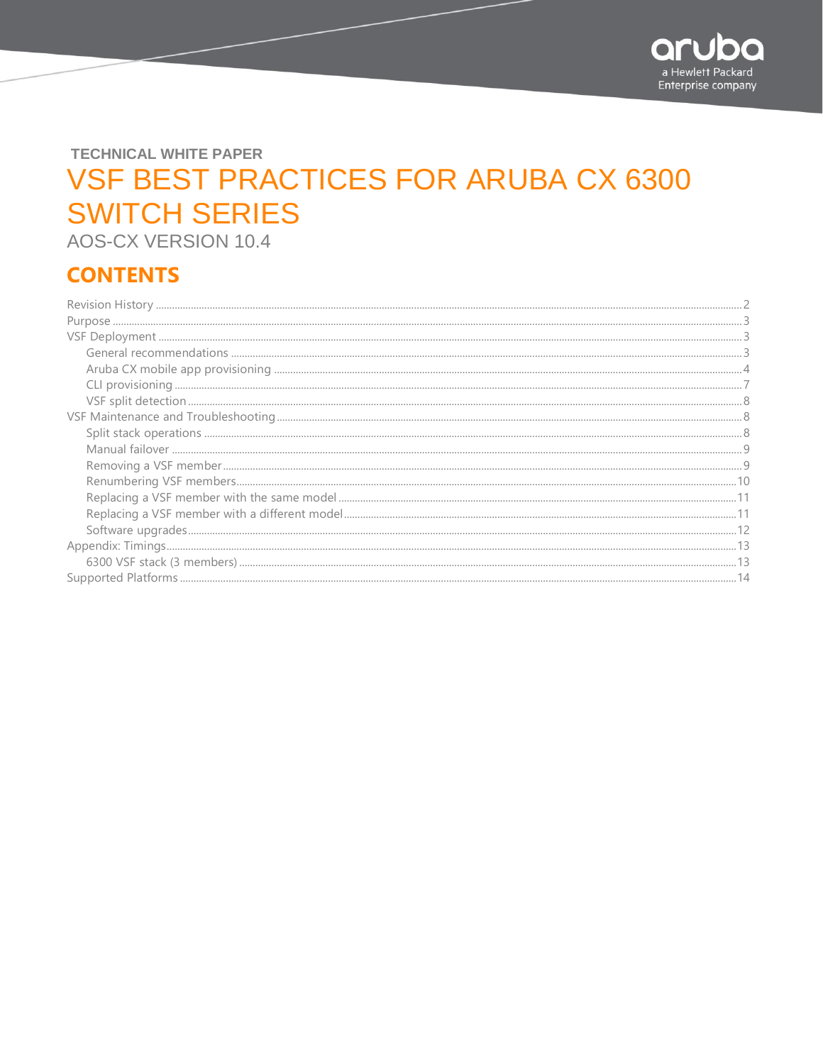aruba
a Hewlett Packard Enterprise company

**TECHNICAL WHITE PAPER**

# VSF BEST PRACTICES FOR ARUBA CX 6300 SWITCH SERIES

AOS-CX VERSION 10.4

## CONTENTS

- Revision History ..... 2
- Purpose ..... 3
- VSF Deployment ..... 3
  - General recommendations ..... 3
  - Aruba CX mobile app provisioning ..... 4
  - CLI provisioning ..... 7
  - VSF split detection ..... 8
- VSF Maintenance and Troubleshooting ..... 8
  - Split stack operations ..... 8
  - Manual failover ..... 9
  - Removing a VSF member ..... 9
  - Renumbering VSF members ..... 10
  - Replacing a VSF member with the same model ..... 11
  - Replacing a VSF member with a different model ..... 11
  - Software upgrades ..... 12
- Appendix: Timings ..... 13
  - 6300 VSF stack (3 members) ..... 13
- Supported Platforms ..... 14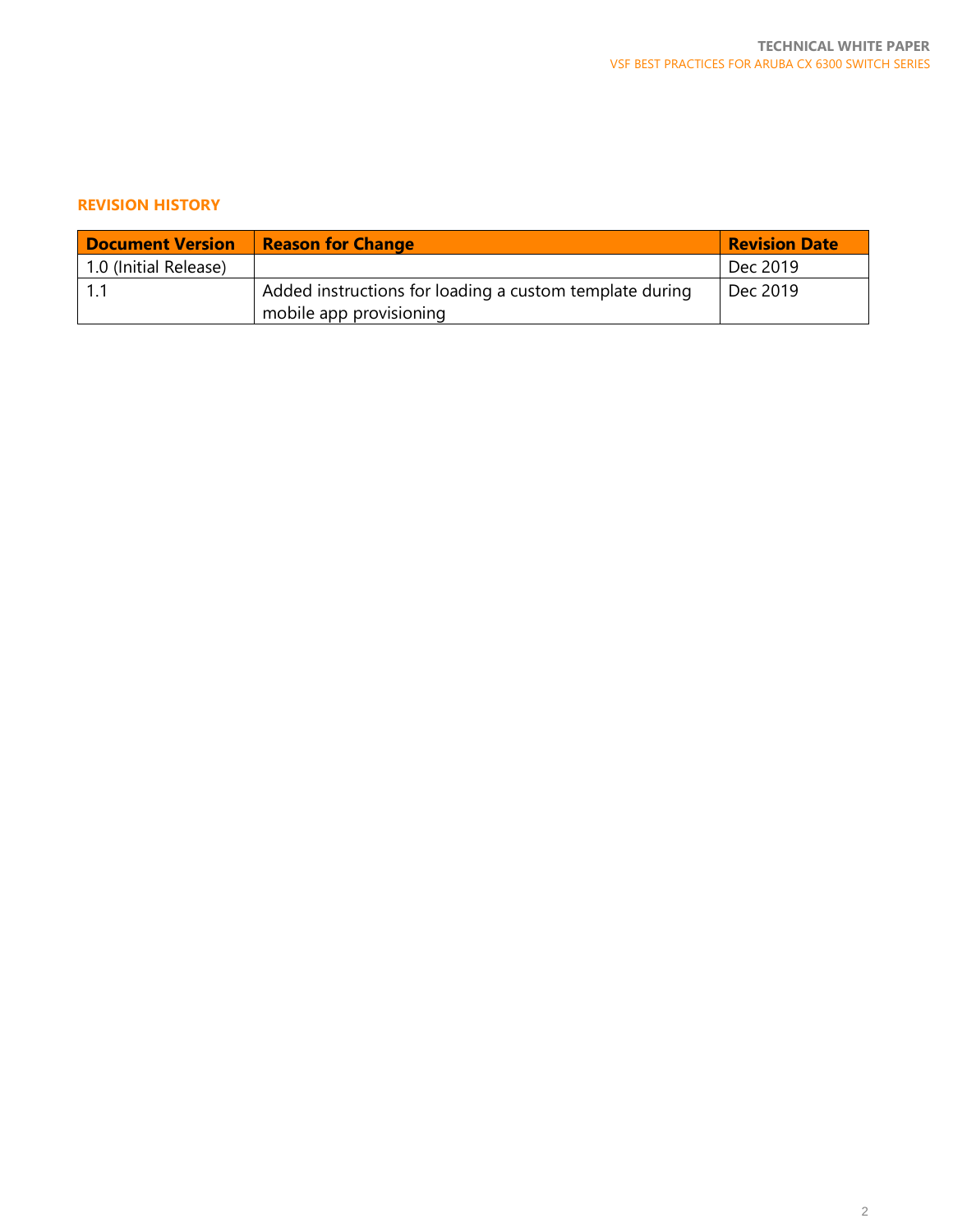## REVISION HISTORY

| Document Version | Reason for Change | Revision Date |
| --- | --- | --- |
| 1.0 (Initial Release) | | Dec 2019 |
| 1.1 | Added instructions for loading a custom template during mobile app provisioning | Dec 2019 |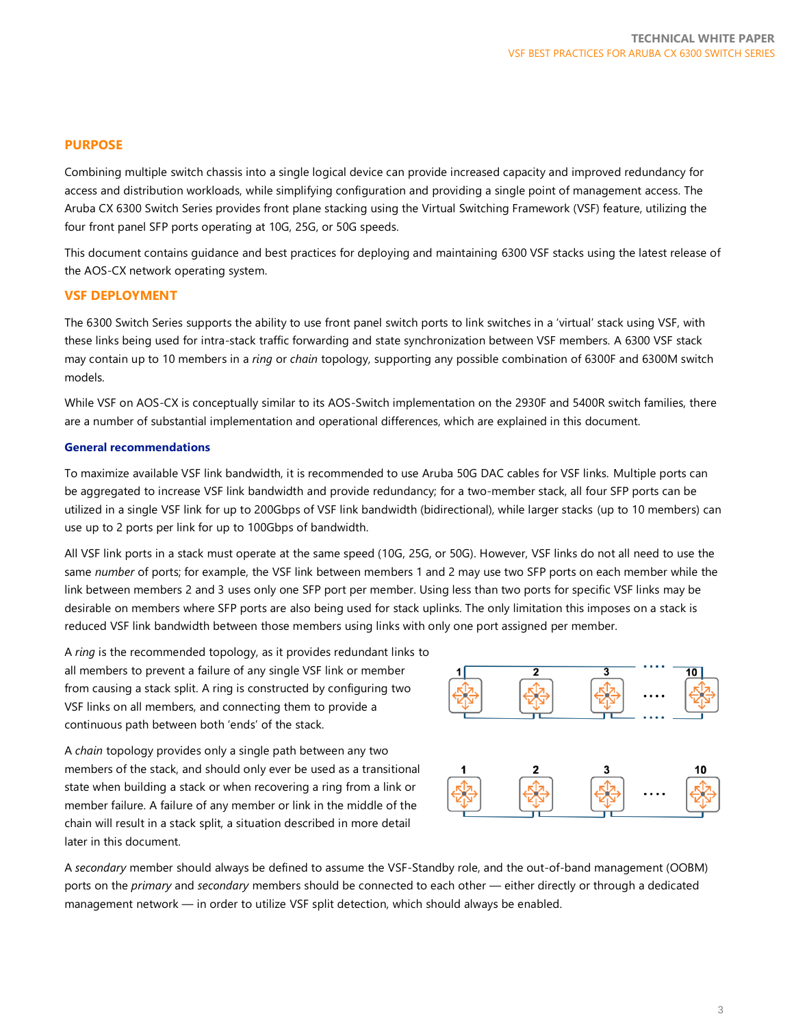## PURPOSE

Combining multiple switch chassis into a single logical device can provide increased capacity and improved redundancy for access and distribution workloads, while simplifying configuration and providing a single point of management access. The Aruba CX 6300 Switch Series provides front plane stacking using the Virtual Switching Framework (VSF) feature, utilizing the four front panel SFP ports operating at 10G, 25G, or 50G speeds.

This document contains guidance and best practices for deploying and maintaining 6300 VSF stacks using the latest release of the AOS-CX network operating system.

## VSF DEPLOYMENT

The 6300 Switch Series supports the ability to use front panel switch ports to link switches in a 'virtual' stack using VSF, with these links being used for intra-stack traffic forwarding and state synchronization between VSF members. A 6300 VSF stack may contain up to 10 members in a *ring* or *chain* topology, supporting any possible combination of 6300F and 6300M switch models.

While VSF on AOS-CX is conceptually similar to its AOS-Switch implementation on the 2930F and 5400R switch families, there are a number of substantial implementation and operational differences, which are explained in this document.

### General recommendations

To maximize available VSF link bandwidth, it is recommended to use Aruba 50G DAC cables for VSF links. Multiple ports can be aggregated to increase VSF link bandwidth and provide redundancy; for a two-member stack, all four SFP ports can be utilized in a single VSF link for up to 200Gbps of VSF link bandwidth (bidirectional), while larger stacks (up to 10 members) can use up to 2 ports per link for up to 100Gbps of bandwidth.

All VSF link ports in a stack must operate at the same speed (10G, 25G, or 50G). However, VSF links do not all need to use the same *number* of ports; for example, the VSF link between members 1 and 2 may use two SFP ports on each member while the link between members 2 and 3 uses only one SFP port per member. Using less than two ports for specific VSF links may be desirable on members where SFP ports are also being used for stack uplinks. The only limitation this imposes on a stack is reduced VSF link bandwidth between those members using links with only one port assigned per member.

A *ring* is the recommended topology, as it provides redundant links to all members to prevent a failure of any single VSF link or member from causing a stack split. A ring is constructed by configuring two VSF links on all members, and connecting them to provide a continuous path between both 'ends' of the stack.

1 2 3 .... 10

A *chain* topology provides only a single path between any two members of the stack, and should only ever be used as a transitional state when building a stack or when recovering a ring from a link or member failure. A failure of any member or link in the middle of the chain will result in a stack split, a situation described in more detail later in this document.

1 2 3 .... 10

A *secondary* member should always be defined to assume the VSF-Standby role, and the out-of-band management (OOBM) ports on the *primary* and *secondary* members should be connected to each other — either directly or through a dedicated management network — in order to utilize VSF split detection, which should always be enabled.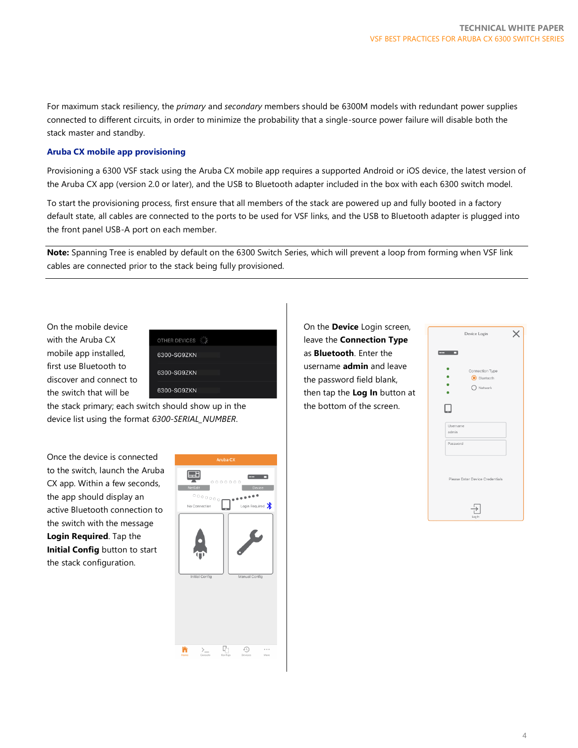For maximum stack resiliency, the *primary* and *secondary* members should be 6300M models with redundant power supplies connected to different circuits, in order to minimize the probability that a single-source power failure will disable both the stack master and standby.

### Aruba CX mobile app provisioning

Provisioning a 6300 VSF stack using the Aruba CX mobile app requires a supported Android or iOS device, the latest version of the Aruba CX app (version 2.0 or later), and the USB to Bluetooth adapter included in the box with each 6300 switch model.

To start the provisioning process, first ensure that all members of the stack are powered up and fully booted in a factory default state, all cables are connected to the ports to be used for VSF links, and the USB to Bluetooth adapter is plugged into the front panel USB-A port on each member.

**Note:** Spanning Tree is enabled by default on the 6300 Switch Series, which will prevent a loop from forming when VSF link cables are connected prior to the stack being fully provisioned.

On the mobile device with the Aruba CX mobile app installed, first use Bluetooth to discover and connect to the switch that will be the stack primary; each switch should show up in the device list using the format *6300-SERIAL_NUMBER*.

Once the device is connected to the switch, launch the Aruba CX app. Within a few seconds, the app should display an active Bluetooth connection to the switch with the message **Login Required**. Tap the **Initial Config** button to start the stack configuration.

On the **Device** Login screen, leave the **Connection Type** as **Bluetooth**. Enter the username **admin** and leave the password field blank, then tap the **Log In** button at the bottom of the screen.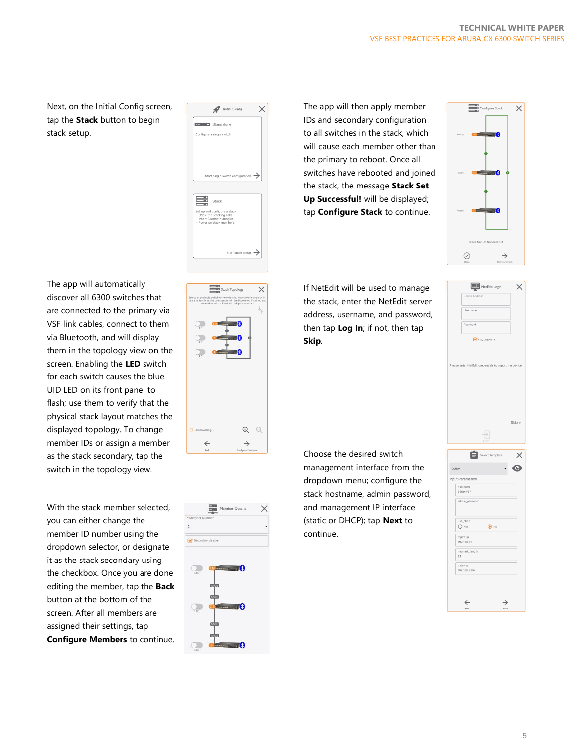Next, on the Initial Config screen, tap the **Stack** button to begin stack setup.

The app will automatically discover all 6300 switches that are connected to the primary via VSF link cables, connect to them via Bluetooth, and will display them in the topology view on the screen. Enabling the **LED** switch for each switch causes the blue UID LED on its front panel to flash; use them to verify that the physical stack layout matches the displayed topology. To change member IDs or assign a member as the stack secondary, tap the switch in the topology view.

With the stack member selected, you can either change the member ID number using the dropdown selector, or designate it as the stack secondary using the checkbox. Once you are done editing the member, tap the **Back** button at the bottom of the screen. After all members are assigned their settings, tap **Configure Members** to continue.

The app will then apply member IDs and secondary configuration to all switches in the stack, which will cause each member other than the primary to reboot. Once all switches have rebooted and joined the stack, the message **Stack Set Up Successful!** will be displayed; tap **Configure Stack** to continue.

If NetEdit will be used to manage the stack, enter the NetEdit server address, username, and password, then tap **Log In**; if not, then tap **Skip**.

Choose the desired switch management interface from the dropdown menu; configure the stack hostname, admin password, and management IP interface (static or DHCP); tap **Next** to continue.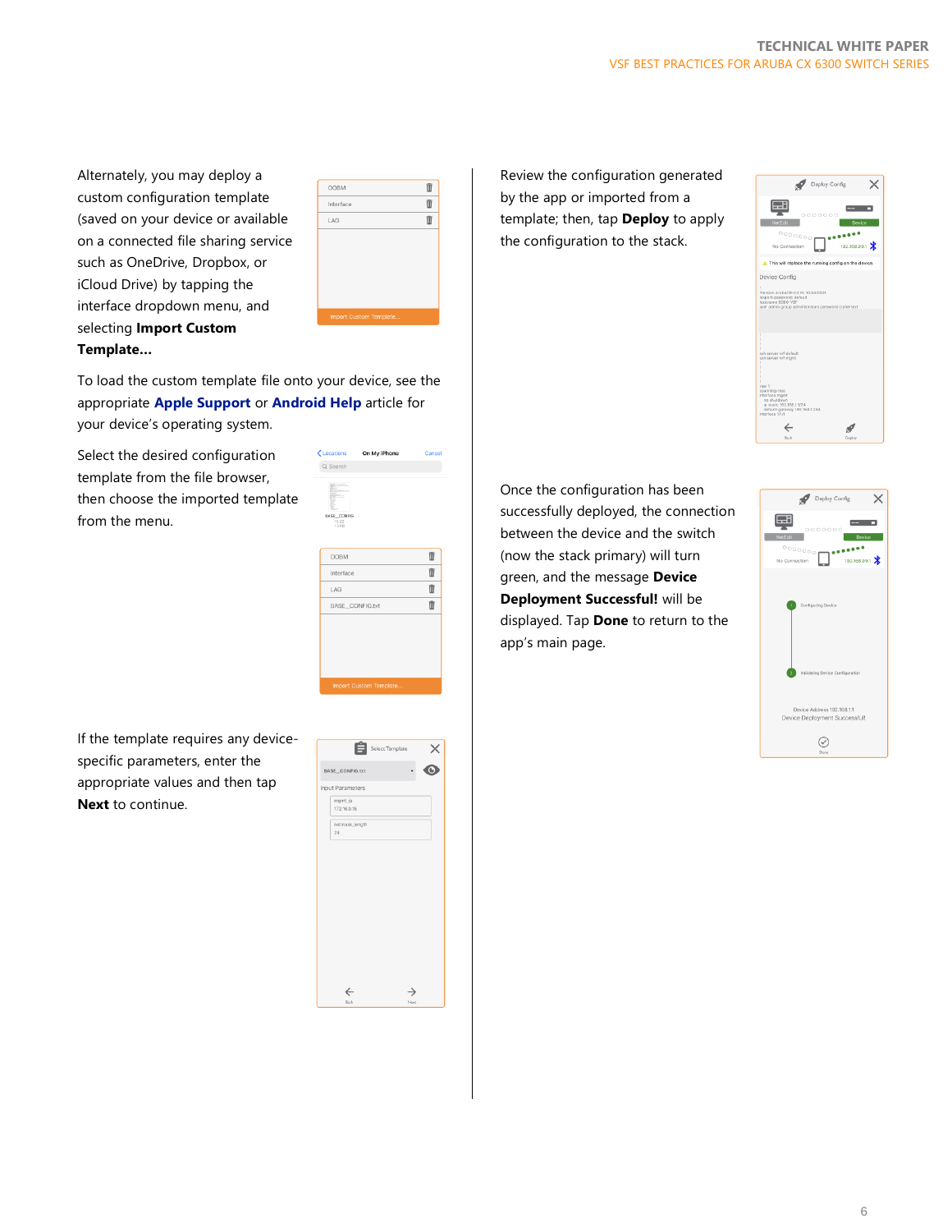Alternately, you may deploy a custom configuration template (saved on your device or available on a connected file sharing service such as OneDrive, Dropbox, or iCloud Drive) by tapping the interface dropdown menu, and selecting **Import Custom Template…**

To load the custom template file onto your device, see the appropriate **Apple Support** or **Android Help** article for your device's operating system.

Select the desired configuration template from the file browser, then choose the imported template from the menu.

If the template requires any device-specific parameters, enter the appropriate values and then tap **Next** to continue.

Review the configuration generated by the app or imported from a template; then, tap **Deploy** to apply the configuration to the stack.

Once the configuration has been successfully deployed, the connection between the device and the switch (now the stack primary) will turn green, and the message **Device Deployment Successful!** will be displayed. Tap **Done** to return to the app's main page.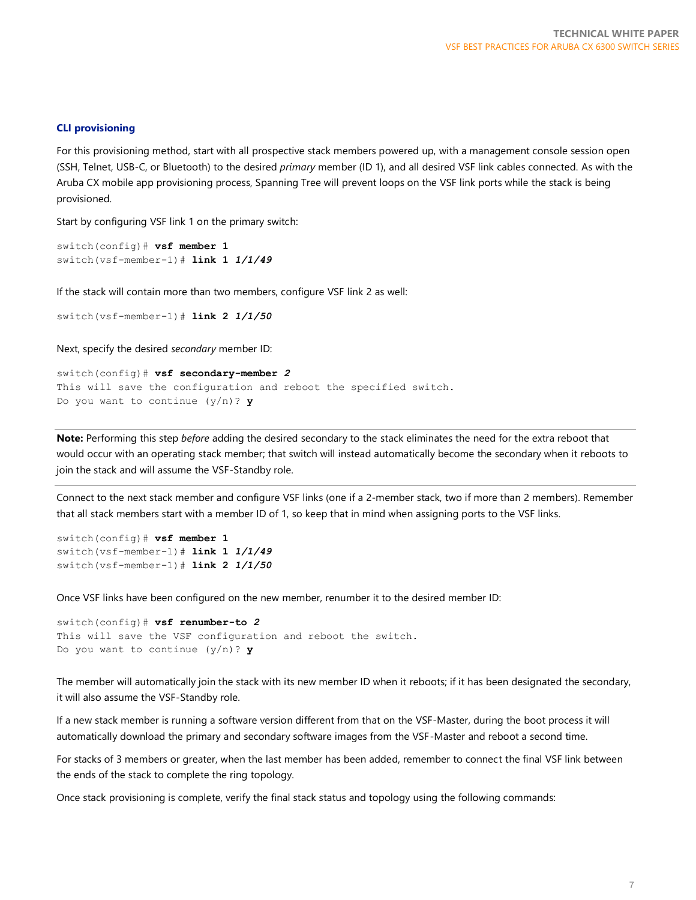### CLI provisioning

For this provisioning method, start with all prospective stack members powered up, with a management console session open (SSH, Telnet, USB-C, or Bluetooth) to the desired *primary* member (ID 1), and all desired VSF link cables connected. As with the Aruba CX mobile app provisioning process, Spanning Tree will prevent loops on the VSF link ports while the stack is being provisioned.

Start by configuring VSF link 1 on the primary switch:

```
switch(config)# vsf member 1
switch(vsf-member-1)# link 1 1/1/49
```

If the stack will contain more than two members, configure VSF link 2 as well:

```
switch(vsf-member-1)# link 2 1/1/50
```

Next, specify the desired *secondary* member ID:

```
switch(config)# vsf secondary-member 2
This will save the configuration and reboot the specified switch.
Do you want to continue (y/n)? y
```

---

**Note:** Performing this step *before* adding the desired secondary to the stack eliminates the need for the extra reboot that would occur with an operating stack member; that switch will instead automatically become the secondary when it reboots to join the stack and will assume the VSF-Standby role.

---

Connect to the next stack member and configure VSF links (one if a 2-member stack, two if more than 2 members). Remember that all stack members start with a member ID of 1, so keep that in mind when assigning ports to the VSF links.

```
switch(config)# vsf member 1
switch(vsf-member-1)# link 1 1/1/49
switch(vsf-member-1)# link 2 1/1/50
```

Once VSF links have been configured on the new member, renumber it to the desired member ID:

```
switch(config)# vsf renumber-to 2
This will save the VSF configuration and reboot the switch.
Do you want to continue (y/n)? y
```

The member will automatically join the stack with its new member ID when it reboots; if it has been designated the secondary, it will also assume the VSF-Standby role.

If a new stack member is running a software version different from that on the VSF-Master, during the boot process it will automatically download the primary and secondary software images from the VSF-Master and reboot a second time.

For stacks of 3 members or greater, when the last member has been added, remember to connect the final VSF link between the ends of the stack to complete the ring topology.

Once stack provisioning is complete, verify the final stack status and topology using the following commands: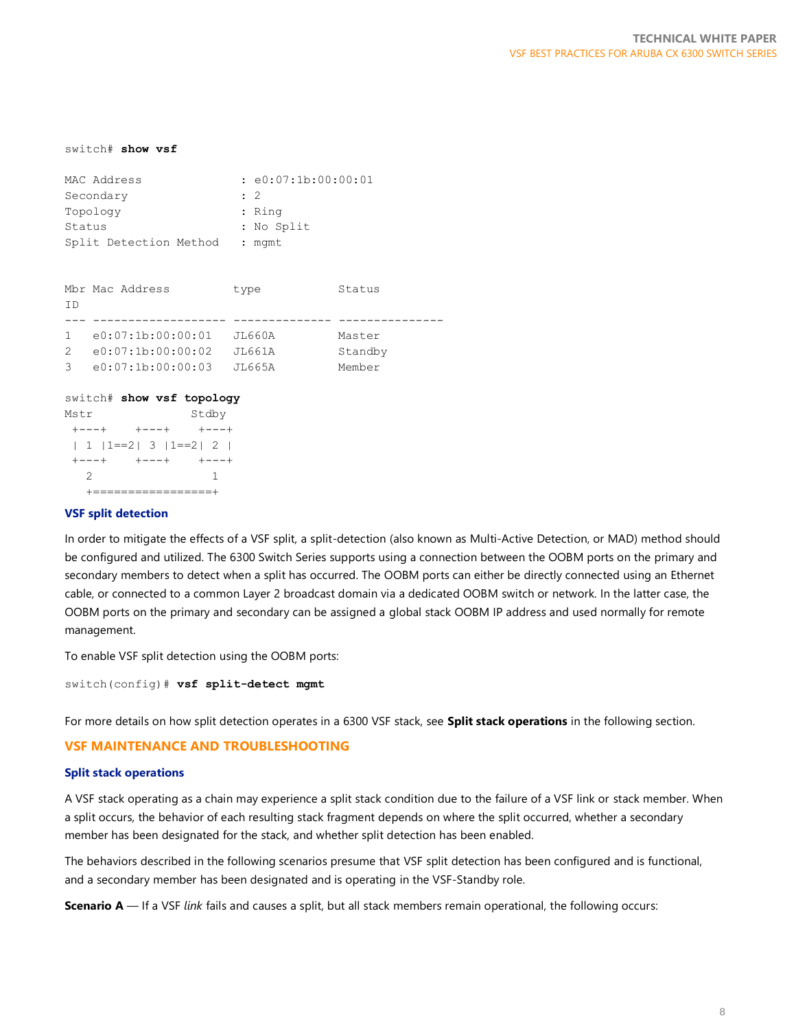```
switch# show vsf

MAC Address              : e0:07:1b:00:00:01
Secondary                : 2
Topology                 : Ring
Status                   : No Split
Split Detection Method   : mgmt


Mbr Mac Address          type           Status
ID
--- ------------------- -------------- ---------------
1   e0:07:1b:00:00:01   JL660A         Master
2   e0:07:1b:00:00:02   JL661A         Standby
3   e0:07:1b:00:00:03   JL665A         Member
```

```
switch# show vsf topology
Mstr                Stdby
 +---+    +---+    +---+
 | 1 |1==2| 3 |1==2| 2 |
 +---+    +---+    +---+
   2                 1
   +=================+
```

### VSF split detection

In order to mitigate the effects of a VSF split, a split-detection (also known as Multi-Active Detection, or MAD) method should be configured and utilized. The 6300 Switch Series supports using a connection between the OOBM ports on the primary and secondary members to detect when a split has occurred. The OOBM ports can either be directly connected using an Ethernet cable, or connected to a common Layer 2 broadcast domain via a dedicated OOBM switch or network. In the latter case, the OOBM ports on the primary and secondary can be assigned a global stack OOBM IP address and used normally for remote management.

To enable VSF split detection using the OOBM ports:

```
switch(config)# vsf split-detect mgmt
```

For more details on how split detection operates in a 6300 VSF stack, see **Split stack operations** in the following section.

## VSF MAINTENANCE AND TROUBLESHOOTING

### Split stack operations

A VSF stack operating as a chain may experience a split stack condition due to the failure of a VSF link or stack member. When a split occurs, the behavior of each resulting stack fragment depends on where the split occurred, whether a secondary member has been designated for the stack, and whether split detection has been enabled.

The behaviors described in the following scenarios presume that VSF split detection has been configured and is functional, and a secondary member has been designated and is operating in the VSF-Standby role.

**Scenario A** — If a VSF *link* fails and causes a split, but all stack members remain operational, the following occurs: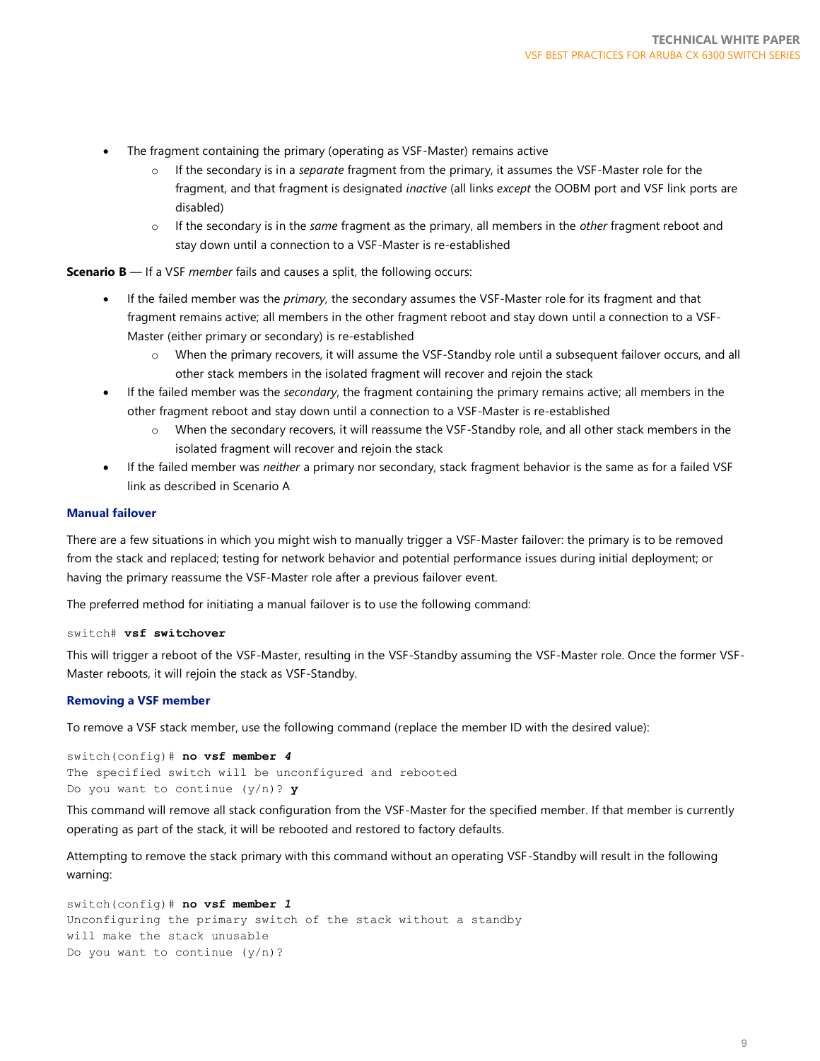- The fragment containing the primary (operating as VSF-Master) remains active
    - If the secondary is in a *separate* fragment from the primary, it assumes the VSF-Master role for the fragment, and that fragment is designated *inactive* (all links *except* the OOBM port and VSF link ports are disabled)
    - If the secondary is in the *same* fragment as the primary, all members in the *other* fragment reboot and stay down until a connection to a VSF-Master is re-established

**Scenario B** — If a VSF *member* fails and causes a split, the following occurs:

- If the failed member was the *primary*, the secondary assumes the VSF-Master role for its fragment and that fragment remains active; all members in the other fragment reboot and stay down until a connection to a VSF-Master (either primary or secondary) is re-established
    - When the primary recovers, it will assume the VSF-Standby role until a subsequent failover occurs, and all other stack members in the isolated fragment will recover and rejoin the stack
- If the failed member was the *secondary*, the fragment containing the primary remains active; all members in the other fragment reboot and stay down until a connection to a VSF-Master is re-established
    - When the secondary recovers, it will reassume the VSF-Standby role, and all other stack members in the isolated fragment will recover and rejoin the stack
- If the failed member was *neither* a primary nor secondary, stack fragment behavior is the same as for a failed VSF link as described in Scenario A

### Manual failover

There are a few situations in which you might wish to manually trigger a VSF-Master failover: the primary is to be removed from the stack and replaced; testing for network behavior and potential performance issues during initial deployment; or having the primary reassume the VSF-Master role after a previous failover event.

The preferred method for initiating a manual failover is to use the following command:

```
switch# vsf switchover
```

This will trigger a reboot of the VSF-Master, resulting in the VSF-Standby assuming the VSF-Master role. Once the former VSF-Master reboots, it will rejoin the stack as VSF-Standby.

### Removing a VSF member

To remove a VSF stack member, use the following command (replace the member ID with the desired value):

```
switch(config)# no vsf member 4
The specified switch will be unconfigured and rebooted
Do you want to continue (y/n)? y
```

This command will remove all stack configuration from the VSF-Master for the specified member. If that member is currently operating as part of the stack, it will be rebooted and restored to factory defaults.

Attempting to remove the stack primary with this command without an operating VSF-Standby will result in the following warning:

```
switch(config)# no vsf member 1
Unconfiguring the primary switch of the stack without a standby
will make the stack unusable
Do you want to continue (y/n)?
```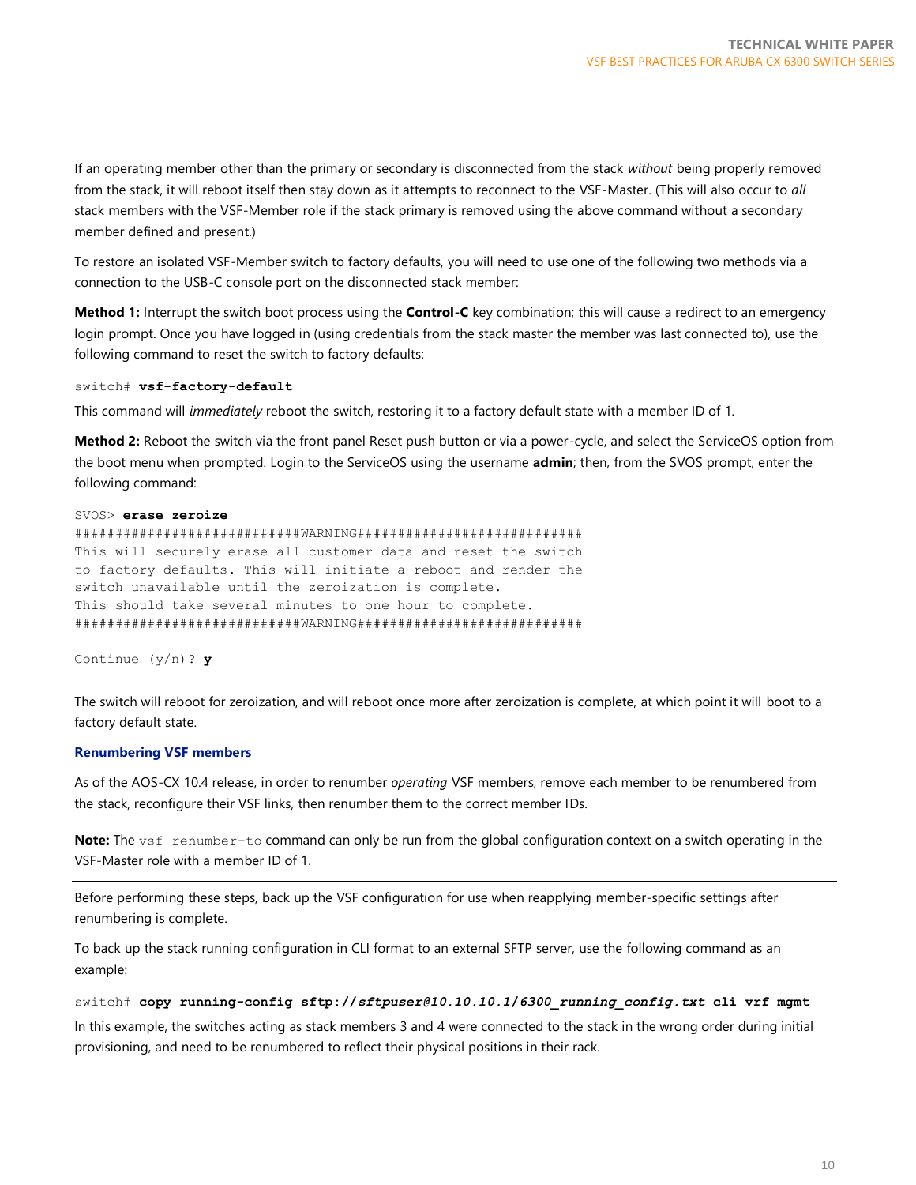If an operating member other than the primary or secondary is disconnected from the stack *without* being properly removed from the stack, it will reboot itself then stay down as it attempts to reconnect to the VSF-Master. (This will also occur to *all* stack members with the VSF-Member role if the stack primary is removed using the above command without a secondary member defined and present.)

To restore an isolated VSF-Member switch to factory defaults, you will need to use one of the following two methods via a connection to the USB-C console port on the disconnected stack member:

**Method 1:** Interrupt the switch boot process using the **Control-C** key combination; this will cause a redirect to an emergency login prompt. Once you have logged in (using credentials from the stack master the member was last connected to), use the following command to reset the switch to factory defaults:

```
switch# vsf-factory-default
```

This command will *immediately* reboot the switch, restoring it to a factory default state with a member ID of 1.

**Method 2:** Reboot the switch via the front panel Reset push button or via a power-cycle, and select the ServiceOS option from the boot menu when prompted. Login to the ServiceOS using the username **admin**; then, from the SVOS prompt, enter the following command:

```
SVOS> erase zeroize
###########################WARNING###########################
This will securely erase all customer data and reset the switch
to factory defaults. This will initiate a reboot and render the
switch unavailable until the zeroization is complete.
This should take several minutes to one hour to complete.
###########################WARNING###########################

Continue (y/n)? y
```

The switch will reboot for zeroization, and will reboot once more after zeroization is complete, at which point it will boot to a factory default state.

### Renumbering VSF members

As of the AOS-CX 10.4 release, in order to renumber *operating* VSF members, remove each member to be renumbered from the stack, reconfigure their VSF links, then renumber them to the correct member IDs.

**Note:** The `vsf renumber-to` command can only be run from the global configuration context on a switch operating in the VSF-Master role with a member ID of 1.

Before performing these steps, back up the VSF configuration for use when reapplying member-specific settings after renumbering is complete.

To back up the stack running configuration in CLI format to an external SFTP server, use the following command as an example:

```
switch# copy running-config sftp://sftpuser@10.10.10.1/6300_running_config.txt cli vrf mgmt
```

In this example, the switches acting as stack members 3 and 4 were connected to the stack in the wrong order during initial provisioning, and need to be renumbered to reflect their physical positions in their rack.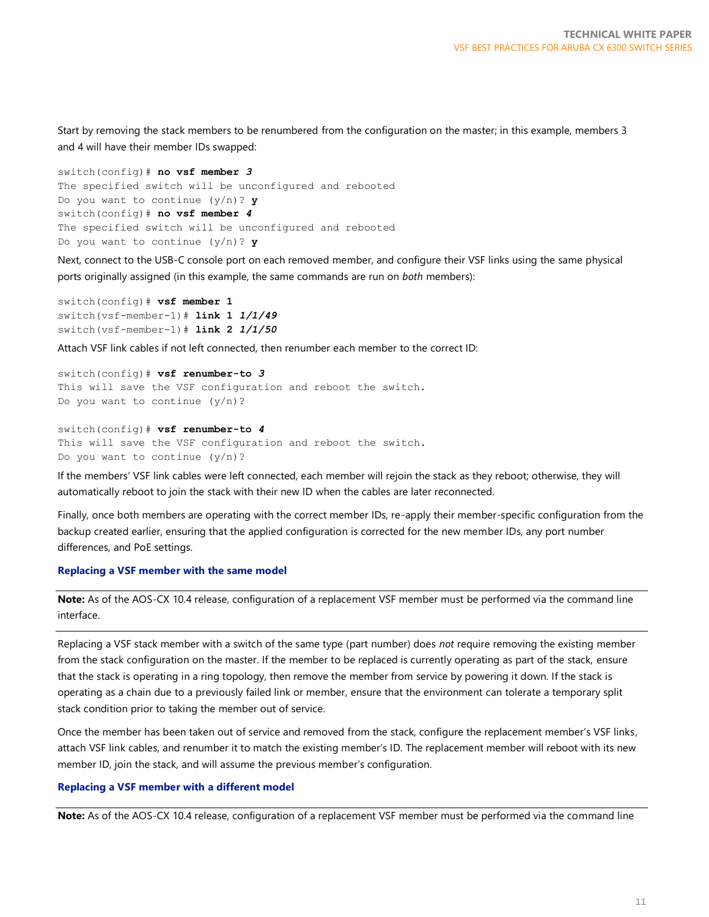Start by removing the stack members to be renumbered from the configuration on the master; in this example, members 3 and 4 will have their member IDs swapped:

```
switch(config)# no vsf member 3
The specified switch will be unconfigured and rebooted
Do you want to continue (y/n)? y
switch(config)# no vsf member 4
The specified switch will be unconfigured and rebooted
Do you want to continue (y/n)? y
```

Next, connect to the USB-C console port on each removed member, and configure their VSF links using the same physical ports originally assigned (in this example, the same commands are run on *both* members):

```
switch(config)# vsf member 1
switch(vsf-member-1)# link 1 1/1/49
switch(vsf-member-1)# link 2 1/1/50
```

Attach VSF link cables if not left connected, then renumber each member to the correct ID:

```
switch(config)# vsf renumber-to 3
This will save the VSF configuration and reboot the switch.
Do you want to continue (y/n)?

switch(config)# vsf renumber-to 4
This will save the VSF configuration and reboot the switch.
Do you want to continue (y/n)?
```

If the members' VSF link cables were left connected, each member will rejoin the stack as they reboot; otherwise, they will automatically reboot to join the stack with their new ID when the cables are later reconnected.

Finally, once both members are operating with the correct member IDs, re-apply their member-specific configuration from the backup created earlier, ensuring that the applied configuration is corrected for the new member IDs, any port number differences, and PoE settings.

### Replacing a VSF member with the same model

**Note:** As of the AOS-CX 10.4 release, configuration of a replacement VSF member must be performed via the command line interface.

Replacing a VSF stack member with a switch of the same type (part number) does *not* require removing the existing member from the stack configuration on the master. If the member to be replaced is currently operating as part of the stack, ensure that the stack is operating in a ring topology, then remove the member from service by powering it down. If the stack is operating as a chain due to a previously failed link or member, ensure that the environment can tolerate a temporary split stack condition prior to taking the member out of service.

Once the member has been taken out of service and removed from the stack, configure the replacement member's VSF links, attach VSF link cables, and renumber it to match the existing member's ID. The replacement member will reboot with its new member ID, join the stack, and will assume the previous member's configuration.

### Replacing a VSF member with a different model

**Note:** As of the AOS-CX 10.4 release, configuration of a replacement VSF member must be performed via the command line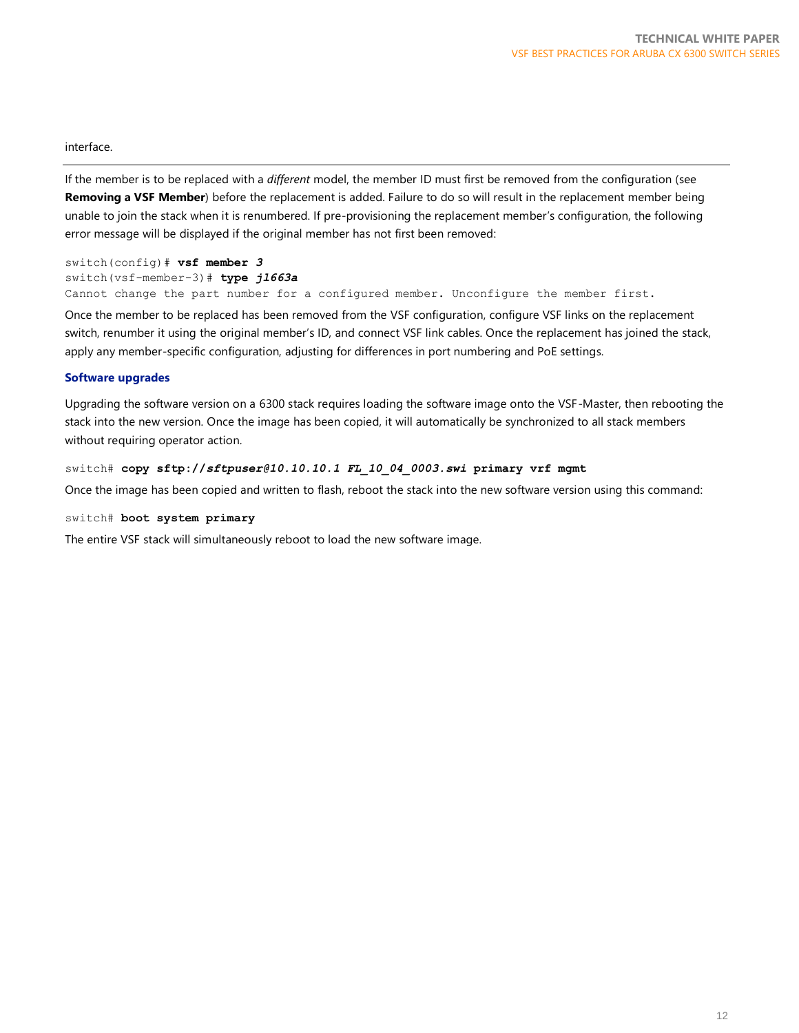interface.

---

If the member is to be replaced with a *different* model, the member ID must first be removed from the configuration (see **Removing a VSF Member**) before the replacement is added. Failure to do so will result in the replacement member being unable to join the stack when it is renumbered. If pre-provisioning the replacement member's configuration, the following error message will be displayed if the original member has not first been removed:

```
switch(config)# vsf member 3
switch(vsf-member-3)# type jl663a
Cannot change the part number for a configured member. Unconfigure the member first.
```

Once the member to be replaced has been removed from the VSF configuration, configure VSF links on the replacement switch, renumber it using the original member's ID, and connect VSF link cables. Once the replacement has joined the stack, apply any member-specific configuration, adjusting for differences in port numbering and PoE settings.

### Software upgrades

Upgrading the software version on a 6300 stack requires loading the software image onto the VSF-Master, then rebooting the stack into the new version. Once the image has been copied, it will automatically be synchronized to all stack members without requiring operator action.

```
switch# copy sftp://sftpuser@10.10.10.1 FL_10_04_0003.swi primary vrf mgmt
```

Once the image has been copied and written to flash, reboot the stack into the new software version using this command:

```
switch# boot system primary
```

The entire VSF stack will simultaneously reboot to load the new software image.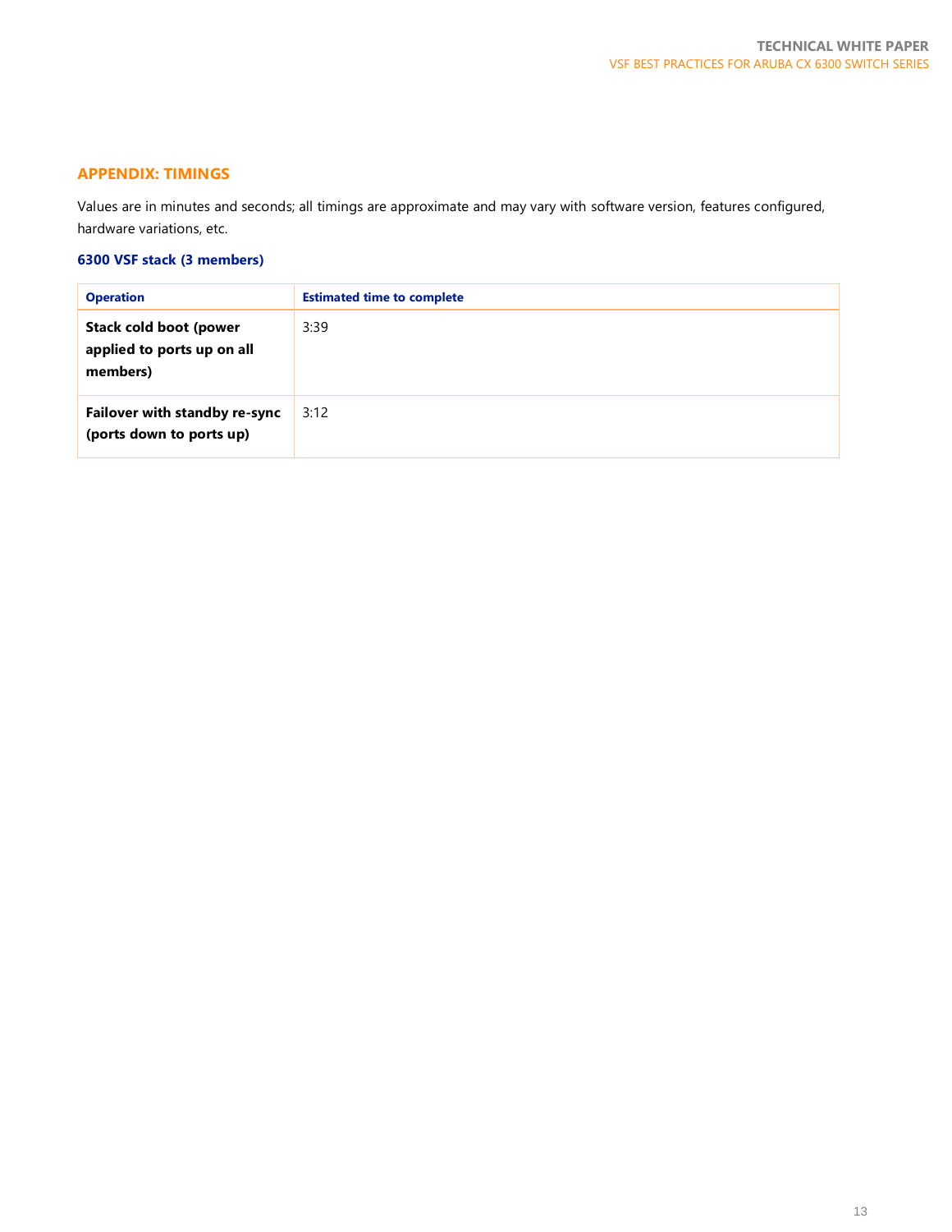## APPENDIX: TIMINGS

Values are in minutes and seconds; all timings are approximate and may vary with software version, features configured, hardware variations, etc.

### 6300 VSF stack (3 members)

| Operation | Estimated time to complete |
|---|---|
| **Stack cold boot (power applied to ports up on all members)** | 3:39 |
| **Failover with standby re-sync (ports down to ports up)** | 3:12 |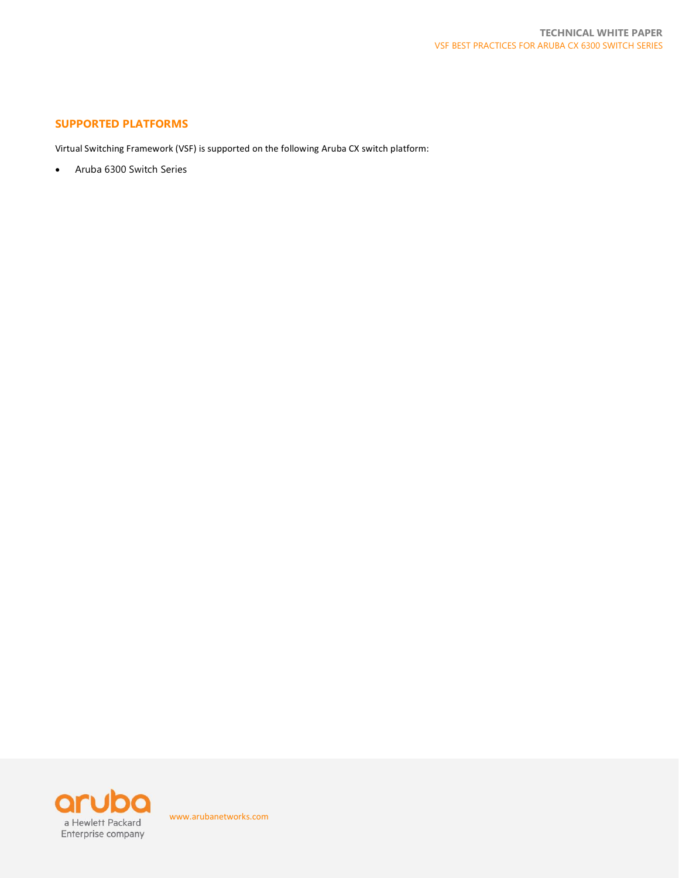## SUPPORTED PLATFORMS

Virtual Switching Framework (VSF) is supported on the following Aruba CX switch platform:

- Aruba 6300 Switch Series